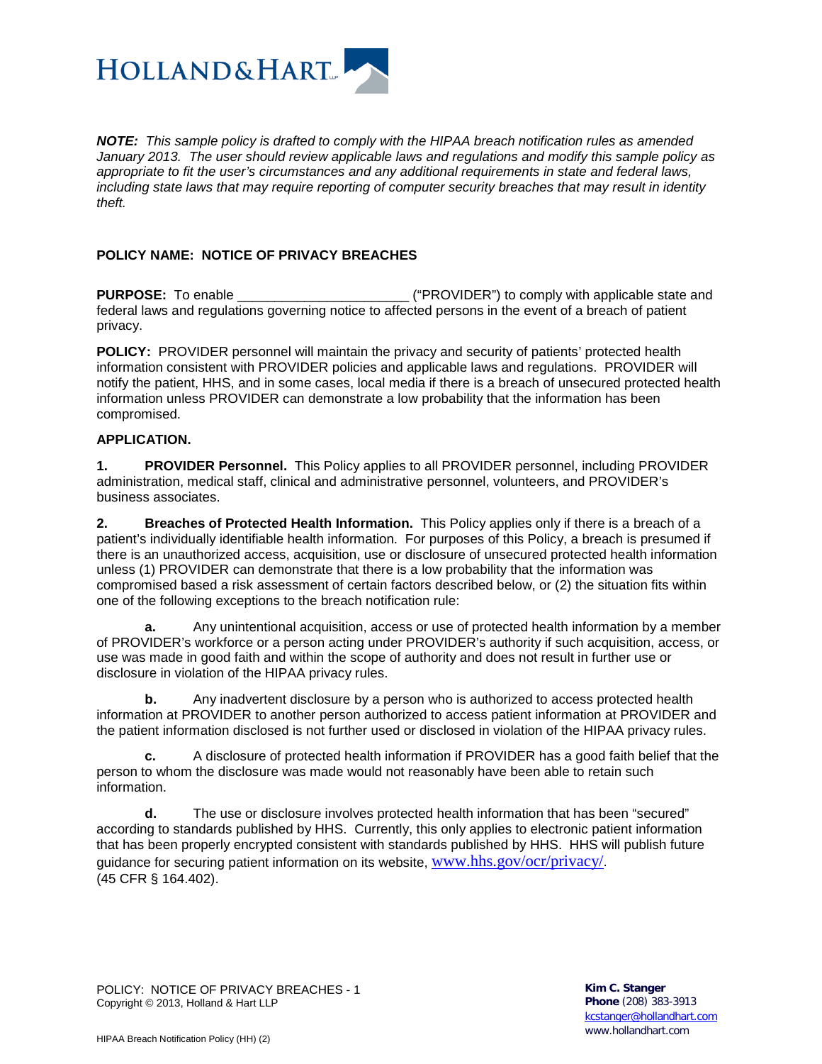*__NOTE:__ This sample policy is drafted to comply with the HIPAA breach notification rules as amended January 2013. The user should review applicable laws and regulations and modify this sample policy as appropriate to fit the user's circumstances and any additional requirements in state and federal laws, including state laws that may require reporting of computer security breaches that may result in identity theft.*

**POLICY NAME: NOTICE OF PRIVACY BREACHES**

**PURPOSE:** To enable _______________________ ("PROVIDER") to comply with applicable state and federal laws and regulations governing notice to affected persons in the event of a breach of patient privacy.

**POLICY:** PROVIDER personnel will maintain the privacy and security of patients' protected health information consistent with PROVIDER policies and applicable laws and regulations. PROVIDER will notify the patient, HHS, and in some cases, local media if there is a breach of unsecured protected health information unless PROVIDER can demonstrate a low probability that the information has been compromised.

**APPLICATION.**

**1. PROVIDER Personnel.** This Policy applies to all PROVIDER personnel, including PROVIDER administration, medical staff, clinical and administrative personnel, volunteers, and PROVIDER's business associates.

**2. Breaches of Protected Health Information.** This Policy applies only if there is a breach of a patient's individually identifiable health information. For purposes of this Policy, a breach is presumed if there is an unauthorized access, acquisition, use or disclosure of unsecured protected health information unless (1) PROVIDER can demonstrate that there is a low probability that the information was compromised based a risk assessment of certain factors described below, or (2) the situation fits within one of the following exceptions to the breach notification rule:

**a.** Any unintentional acquisition, access or use of protected health information by a member of PROVIDER's workforce or a person acting under PROVIDER's authority if such acquisition, access, or use was made in good faith and within the scope of authority and does not result in further use or disclosure in violation of the HIPAA privacy rules.

**b.** Any inadvertent disclosure by a person who is authorized to access protected health information at PROVIDER to another person authorized to access patient information at PROVIDER and the patient information disclosed is not further used or disclosed in violation of the HIPAA privacy rules.

**c.** A disclosure of protected health information if PROVIDER has a good faith belief that the person to whom the disclosure was made would not reasonably have been able to retain such information.

**d.** The use or disclosure involves protected health information that has been "secured" according to standards published by HHS. Currently, this only applies to electronic patient information that has been properly encrypted consistent with standards published by HHS. HHS will publish future guidance for securing patient information on its website, www.hhs.gov/ocr/privacy/. (45 CFR § 164.402).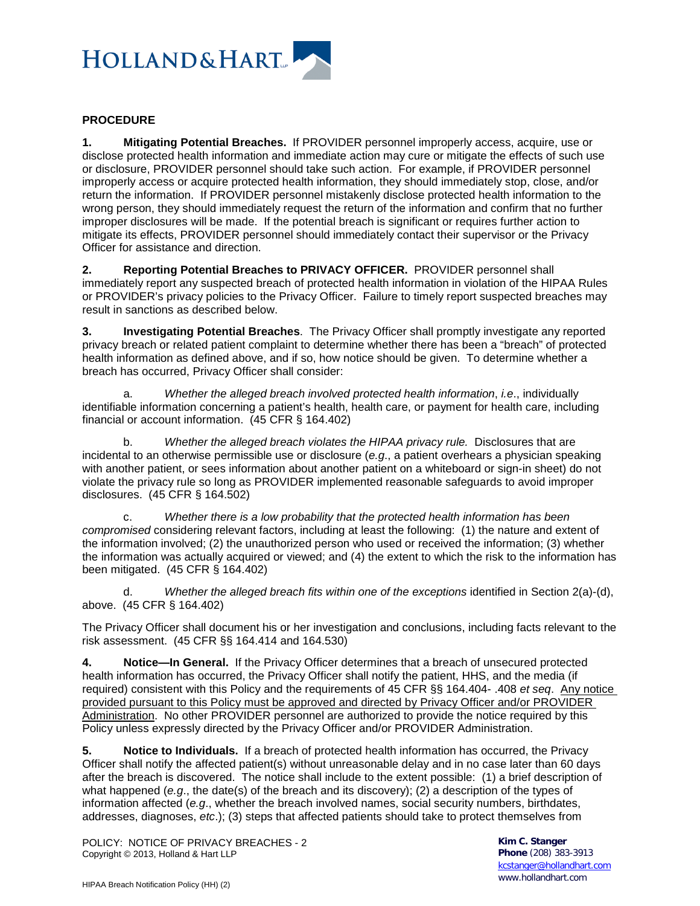**PROCEDURE**

**1. Mitigating Potential Breaches.** If PROVIDER personnel improperly access, acquire, use or disclose protected health information and immediate action may cure or mitigate the effects of such use or disclosure, PROVIDER personnel should take such action. For example, if PROVIDER personnel improperly access or acquire protected health information, they should immediately stop, close, and/or return the information. If PROVIDER personnel mistakenly disclose protected health information to the wrong person, they should immediately request the return of the information and confirm that no further improper disclosures will be made. If the potential breach is significant or requires further action to mitigate its effects, PROVIDER personnel should immediately contact their supervisor or the Privacy Officer for assistance and direction.

**2. Reporting Potential Breaches to PRIVACY OFFICER.** PROVIDER personnel shall immediately report any suspected breach of protected health information in violation of the HIPAA Rules or PROVIDER's privacy policies to the Privacy Officer. Failure to timely report suspected breaches may result in sanctions as described below.

**3. Investigating Potential Breaches**. The Privacy Officer shall promptly investigate any reported privacy breach or related patient complaint to determine whether there has been a "breach" of protected health information as defined above, and if so, how notice should be given. To determine whether a breach has occurred, Privacy Officer shall consider:

a. *Whether the alleged breach involved protected health information*, *i.e*., individually identifiable information concerning a patient's health, health care, or payment for health care, including financial or account information. (45 CFR § 164.402)

b. *Whether the alleged breach violates the HIPAA privacy rule.* Disclosures that are incidental to an otherwise permissible use or disclosure (*e.g*., a patient overhears a physician speaking with another patient, or sees information about another patient on a whiteboard or sign-in sheet) do not violate the privacy rule so long as PROVIDER implemented reasonable safeguards to avoid improper disclosures. (45 CFR § 164.502)

c. *Whether there is a low probability that the protected health information has been compromised* considering relevant factors, including at least the following: (1) the nature and extent of the information involved; (2) the unauthorized person who used or received the information; (3) whether the information was actually acquired or viewed; and (4) the extent to which the risk to the information has been mitigated. (45 CFR § 164.402)

d. *Whether the alleged breach fits within one of the exceptions* identified in Section 2(a)-(d), above. (45 CFR § 164.402)

The Privacy Officer shall document his or her investigation and conclusions, including facts relevant to the risk assessment. (45 CFR §§ 164.414 and 164.530)

**4. Notice—In General.** If the Privacy Officer determines that a breach of unsecured protected health information has occurred, the Privacy Officer shall notify the patient, HHS, and the media (if required) consistent with this Policy and the requirements of 45 CFR §§ 164.404- .408 *et seq*. <u>Any notice provided pursuant to this Policy must be approved and directed by Privacy Officer and/or PROVIDER Administration</u>. No other PROVIDER personnel are authorized to provide the notice required by this Policy unless expressly directed by the Privacy Officer and/or PROVIDER Administration.

**5. Notice to Individuals.** If a breach of protected health information has occurred, the Privacy Officer shall notify the affected patient(s) without unreasonable delay and in no case later than 60 days after the breach is discovered. The notice shall include to the extent possible: (1) a brief description of what happened (*e.g.*, the date(s) of the breach and its discovery); (2) a description of the types of information affected (*e.g*., whether the breach involved names, social security numbers, birthdates, addresses, diagnoses, *etc*.); (3) steps that affected patients should take to protect themselves from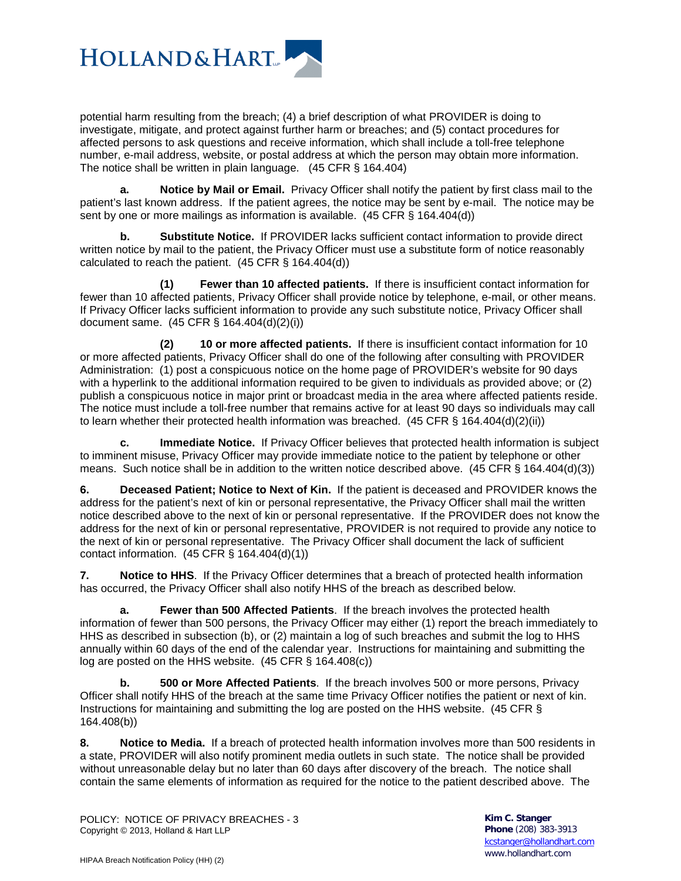potential harm resulting from the breach; (4) a brief description of what PROVIDER is doing to investigate, mitigate, and protect against further harm or breaches; and (5) contact procedures for affected persons to ask questions and receive information, which shall include a toll-free telephone number, e-mail address, website, or postal address at which the person may obtain more information. The notice shall be written in plain language. (45 CFR § 164.404)

**a. Notice by Mail or Email.** Privacy Officer shall notify the patient by first class mail to the patient's last known address. If the patient agrees, the notice may be sent by e-mail. The notice may be sent by one or more mailings as information is available. (45 CFR § 164.404(d))

**b. Substitute Notice.** If PROVIDER lacks sufficient contact information to provide direct written notice by mail to the patient, the Privacy Officer must use a substitute form of notice reasonably calculated to reach the patient. (45 CFR § 164.404(d))

**(1) Fewer than 10 affected patients.** If there is insufficient contact information for fewer than 10 affected patients, Privacy Officer shall provide notice by telephone, e-mail, or other means. If Privacy Officer lacks sufficient information to provide any such substitute notice, Privacy Officer shall document same. (45 CFR § 164.404(d)(2)(i))

**(2) 10 or more affected patients.** If there is insufficient contact information for 10 or more affected patients, Privacy Officer shall do one of the following after consulting with PROVIDER Administration: (1) post a conspicuous notice on the home page of PROVIDER's website for 90 days with a hyperlink to the additional information required to be given to individuals as provided above; or (2) publish a conspicuous notice in major print or broadcast media in the area where affected patients reside. The notice must include a toll-free number that remains active for at least 90 days so individuals may call to learn whether their protected health information was breached. (45 CFR § 164.404(d)(2)(ii))

**c. Immediate Notice.** If Privacy Officer believes that protected health information is subject to imminent misuse, Privacy Officer may provide immediate notice to the patient by telephone or other means. Such notice shall be in addition to the written notice described above. (45 CFR § 164.404(d)(3))

**6. Deceased Patient; Notice to Next of Kin.** If the patient is deceased and PROVIDER knows the address for the patient's next of kin or personal representative, the Privacy Officer shall mail the written notice described above to the next of kin or personal representative. If the PROVIDER does not know the address for the next of kin or personal representative, PROVIDER is not required to provide any notice to the next of kin or personal representative. The Privacy Officer shall document the lack of sufficient contact information. (45 CFR § 164.404(d)(1))

**7. Notice to HHS**. If the Privacy Officer determines that a breach of protected health information has occurred, the Privacy Officer shall also notify HHS of the breach as described below.

**a. Fewer than 500 Affected Patients**. If the breach involves the protected health information of fewer than 500 persons, the Privacy Officer may either (1) report the breach immediately to HHS as described in subsection (b), or (2) maintain a log of such breaches and submit the log to HHS annually within 60 days of the end of the calendar year. Instructions for maintaining and submitting the log are posted on the HHS website. (45 CFR § 164.408(c))

**b. 500 or More Affected Patients**. If the breach involves 500 or more persons, Privacy Officer shall notify HHS of the breach at the same time Privacy Officer notifies the patient or next of kin. Instructions for maintaining and submitting the log are posted on the HHS website. (45 CFR § 164.408(b))

**8. Notice to Media.** If a breach of protected health information involves more than 500 residents in a state, PROVIDER will also notify prominent media outlets in such state. The notice shall be provided without unreasonable delay but no later than 60 days after discovery of the breach. The notice shall contain the same elements of information as required for the notice to the patient described above. The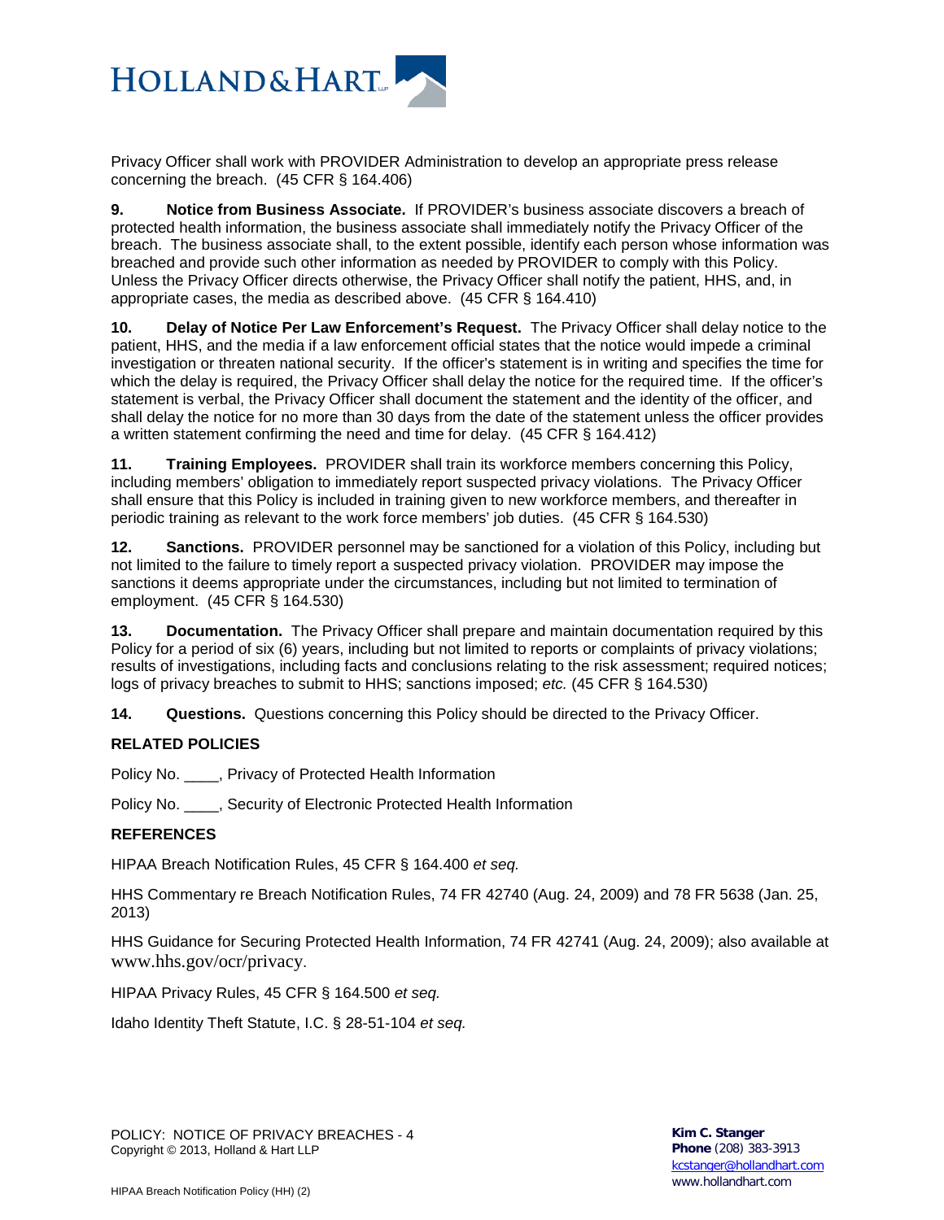Privacy Officer shall work with PROVIDER Administration to develop an appropriate press release concerning the breach. (45 CFR § 164.406)

**9. Notice from Business Associate.** If PROVIDER's business associate discovers a breach of protected health information, the business associate shall immediately notify the Privacy Officer of the breach. The business associate shall, to the extent possible, identify each person whose information was breached and provide such other information as needed by PROVIDER to comply with this Policy. Unless the Privacy Officer directs otherwise, the Privacy Officer shall notify the patient, HHS, and, in appropriate cases, the media as described above. (45 CFR § 164.410)

**10. Delay of Notice Per Law Enforcement's Request.** The Privacy Officer shall delay notice to the patient, HHS, and the media if a law enforcement official states that the notice would impede a criminal investigation or threaten national security. If the officer's statement is in writing and specifies the time for which the delay is required, the Privacy Officer shall delay the notice for the required time. If the officer's statement is verbal, the Privacy Officer shall document the statement and the identity of the officer, and shall delay the notice for no more than 30 days from the date of the statement unless the officer provides a written statement confirming the need and time for delay. (45 CFR § 164.412)

**11. Training Employees.** PROVIDER shall train its workforce members concerning this Policy, including members' obligation to immediately report suspected privacy violations. The Privacy Officer shall ensure that this Policy is included in training given to new workforce members, and thereafter in periodic training as relevant to the work force members' job duties. (45 CFR § 164.530)

**12. Sanctions.** PROVIDER personnel may be sanctioned for a violation of this Policy, including but not limited to the failure to timely report a suspected privacy violation. PROVIDER may impose the sanctions it deems appropriate under the circumstances, including but not limited to termination of employment. (45 CFR § 164.530)

**13. Documentation.** The Privacy Officer shall prepare and maintain documentation required by this Policy for a period of six (6) years, including but not limited to reports or complaints of privacy violations; results of investigations, including facts and conclusions relating to the risk assessment; required notices; logs of privacy breaches to submit to HHS; sanctions imposed; *etc.* (45 CFR § 164.530)

**14. Questions.** Questions concerning this Policy should be directed to the Privacy Officer.

**RELATED POLICIES**

Policy No. ____, Privacy of Protected Health Information

Policy No. ____, Security of Electronic Protected Health Information

**REFERENCES**

HIPAA Breach Notification Rules, 45 CFR § 164.400 *et seq.*

HHS Commentary re Breach Notification Rules, 74 FR 42740 (Aug. 24, 2009) and 78 FR 5638 (Jan. 25, 2013)

HHS Guidance for Securing Protected Health Information, 74 FR 42741 (Aug. 24, 2009); also available at www.hhs.gov/ocr/privacy.

HIPAA Privacy Rules, 45 CFR § 164.500 *et seq.*

Idaho Identity Theft Statute, I.C. § 28-51-104 *et seq.*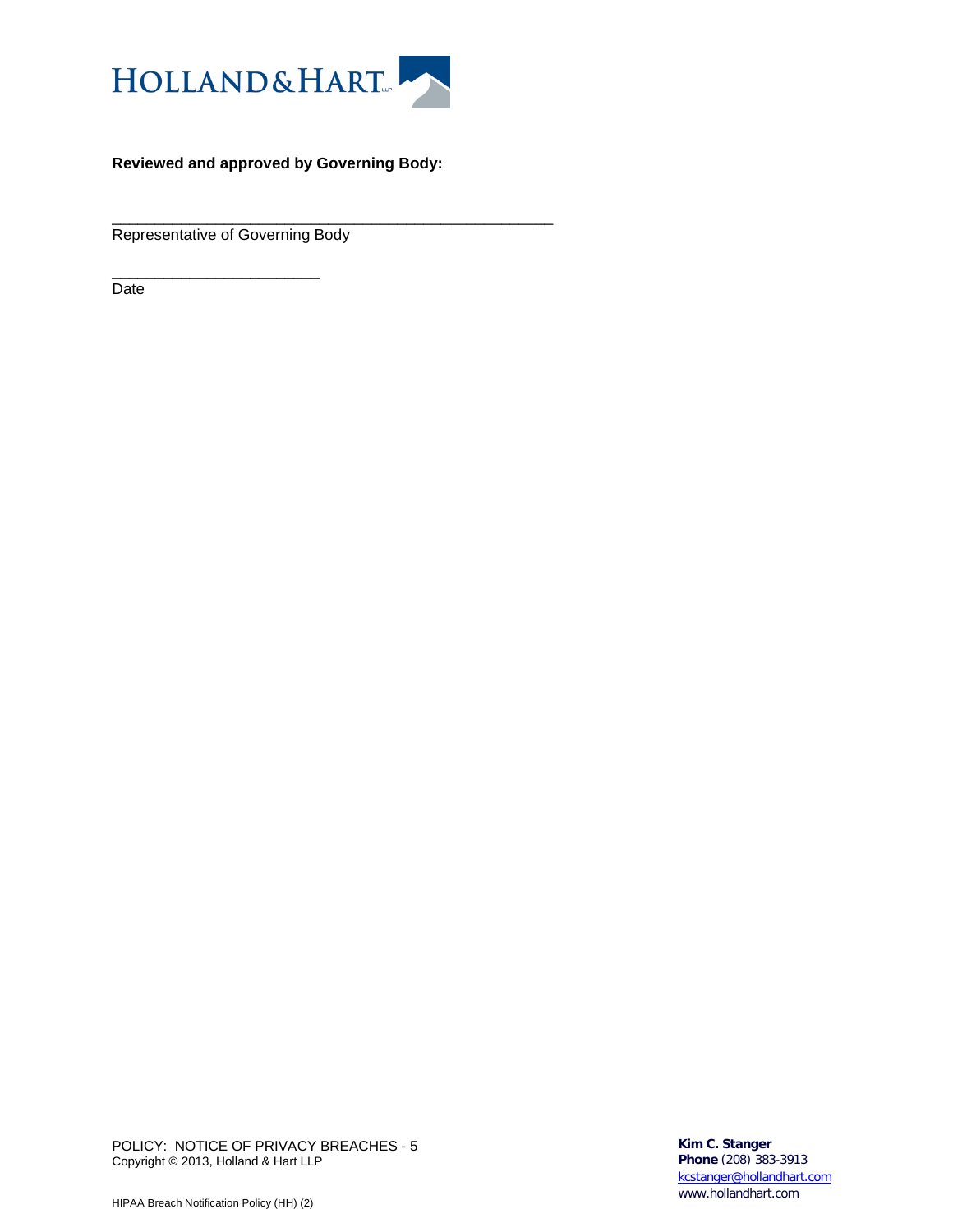**Reviewed and approved by Governing Body:**

_____________________________________________________

Representative of Governing Body

_________________________

Date